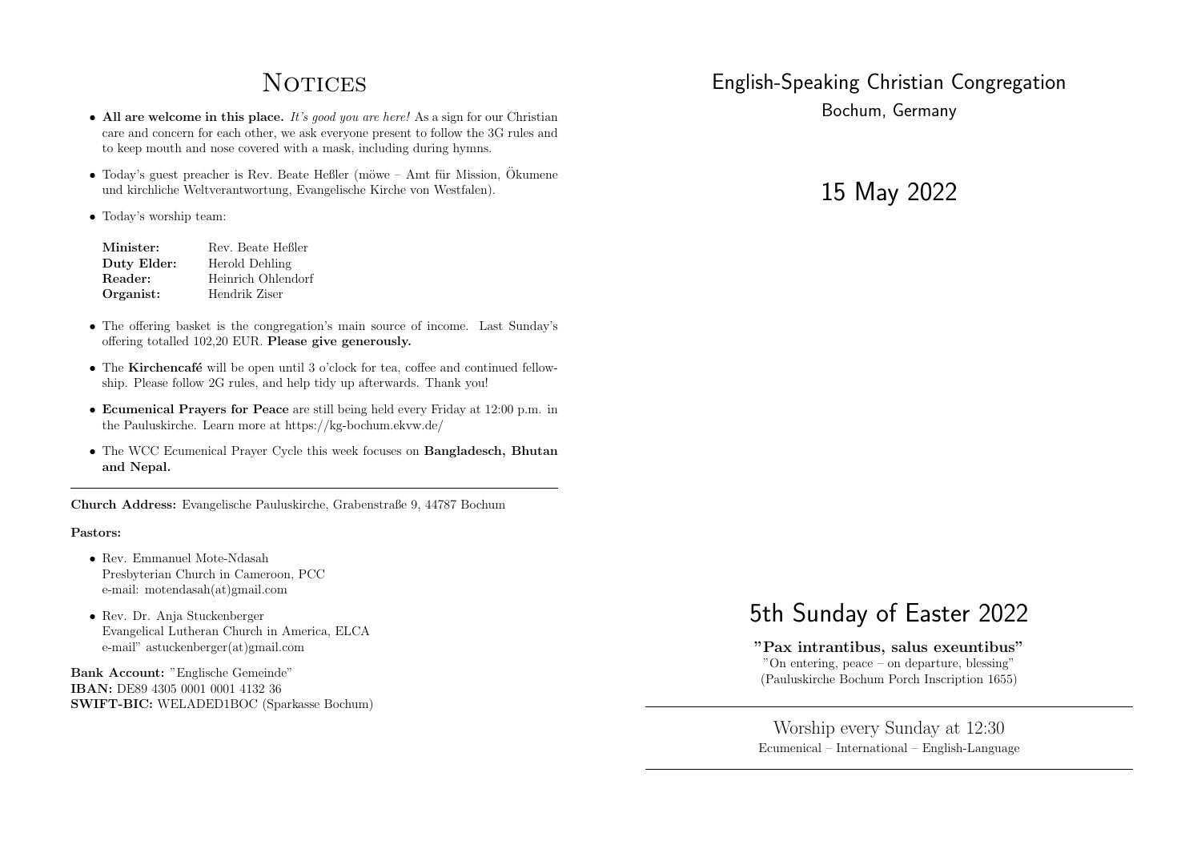# Notices

- **All are welcome in this place.** *It's good you are here!* As a sign for our Christian care and concern for each other, we ask everyone present to follow the 3G rules and to keep mouth and nose covered with a mask, including during hymns.
- Today's guest preacher is Rev. Beate Heßler (möwe – Amt für Mission, Ökumene und kirchliche Weltverantwortung, Evangelische Kirche von Westfalen).
- Today's worship team:

| | |
|---|---|
| **Minister:** | Rev. Beate Heßler |
| **Duty Elder:** | Herold Dehling |
| **Reader:** | Heinrich Ohlendorf |
| **Organist:** | Hendrik Ziser |

- The offering basket is the congregation's main source of income. Last Sunday's offering totalled 102,20 EUR. **Please give generously.**
- The **Kirchencafé** will be open until 3 o'clock for tea, coffee and continued fellowship. Please follow 2G rules, and help tidy up afterwards. Thank you!
- **Ecumenical Prayers for Peace** are still being held every Friday at 12:00 p.m. in the Pauluskirche. Learn more at https://kg-bochum.ekvw.de/
- The WCC Ecumenical Prayer Cycle this week focuses on **Bangladesch, Bhutan and Nepal.**

---

**Church Address:** Evangelische Pauluskirche, Grabenstraße 9, 44787 Bochum

**Pastors:**

- Rev. Emmanuel Mote-Ndasah
  Presbyterian Church in Cameroon, PCC
  e-mail: motendasah(at)gmail.com
- Rev. Dr. Anja Stuckenberger
  Evangelical Lutheran Church in America, ELCA
  e-mail" astuckenberger(at)gmail.com

**Bank Account:** "Englische Gemeinde"
**IBAN:** DE89 4305 0001 0001 4132 36
**SWIFT-BIC:** WELADED1BOC (Sparkasse Bochum)

# English-Speaking Christian Congregation

Bochum, Germany

## 15 May 2022

## 5th Sunday of Easter 2022

**"Pax intrantibus, salus exeuntibus"**
"On entering, peace – on departure, blessing"
(Pauluskirche Bochum Porch Inscription 1655)

---

Worship every Sunday at 12:30
Ecumenical – International – English-Language

---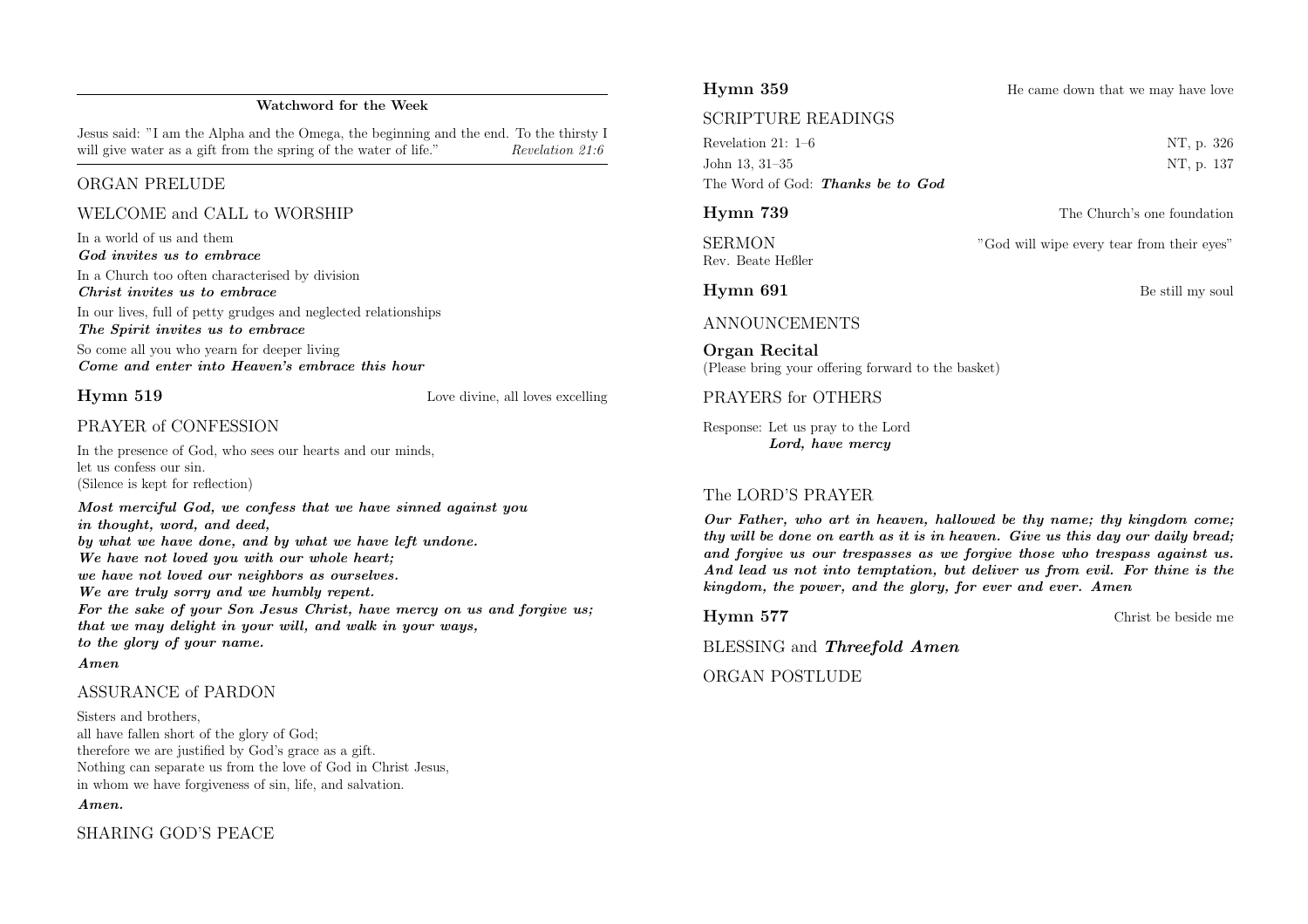**Watchword for the Week**

Jesus said: "I am the Alpha and the Omega, the beginning and the end. To the thirsty I will give water as a gift from the spring of the water of life." *Revelation 21:6*

## ORGAN PRELUDE

## WELCOME and CALL to WORSHIP

In a world of us and them
***God invites us to embrace***

In a Church too often characterised by division
***Christ invites us to embrace***

In our lives, full of petty grudges and neglected relationships
***The Spirit invites us to embrace***

So come all you who yearn for deeper living
***Come and enter into Heaven's embrace this hour***

**Hymn 519** — Love divine, all loves excelling

## PRAYER of CONFESSION

In the presence of God, who sees our hearts and our minds,
let us confess our sin.
(Silence is kept for reflection)

***Most merciful God, we confess that we have sinned against you***
***in thought, word, and deed,***
***by what we have done, and by what we have left undone.***
***We have not loved you with our whole heart;***
***we have not loved our neighbors as ourselves.***
***We are truly sorry and we humbly repent.***
***For the sake of your Son Jesus Christ, have mercy on us and forgive us;***
***that we may delight in your will, and walk in your ways,***
***to the glory of your name.***

***Amen***

## ASSURANCE of PARDON

Sisters and brothers,
all have fallen short of the glory of God;
therefore we are justified by God's grace as a gift.
Nothing can separate us from the love of God in Christ Jesus,
in whom we have forgiveness of sin, life, and salvation.

***Amen.***

## SHARING GOD'S PEACE

**Hymn 359** — He came down that we may have love

## SCRIPTURE READINGS

Revelation 21: 1–6 — NT, p. 326

John 13, 31–35 — NT, p. 137

The Word of God: ***Thanks be to God***

**Hymn 739** — The Church's one foundation

## SERMON

"God will wipe every tear from their eyes"

Rev. Beate Heßler

**Hymn 691** — Be still my soul

## ANNOUNCEMENTS

**Organ Recital**
(Please bring your offering forward to the basket)

## PRAYERS for OTHERS

Response: Let us pray to the Lord
***Lord, have mercy***

## The LORD'S PRAYER

***Our Father, who art in heaven, hallowed be thy name; thy kingdom come; thy will be done on earth as it is in heaven. Give us this day our daily bread; and forgive us our trespasses as we forgive those who trespass against us. And lead us not into temptation, but deliver us from evil. For thine is the kingdom, the power, and the glory, for ever and ever. Amen***

**Hymn 577** — Christ be beside me

## BLESSING and ***Threefold Amen***

## ORGAN POSTLUDE